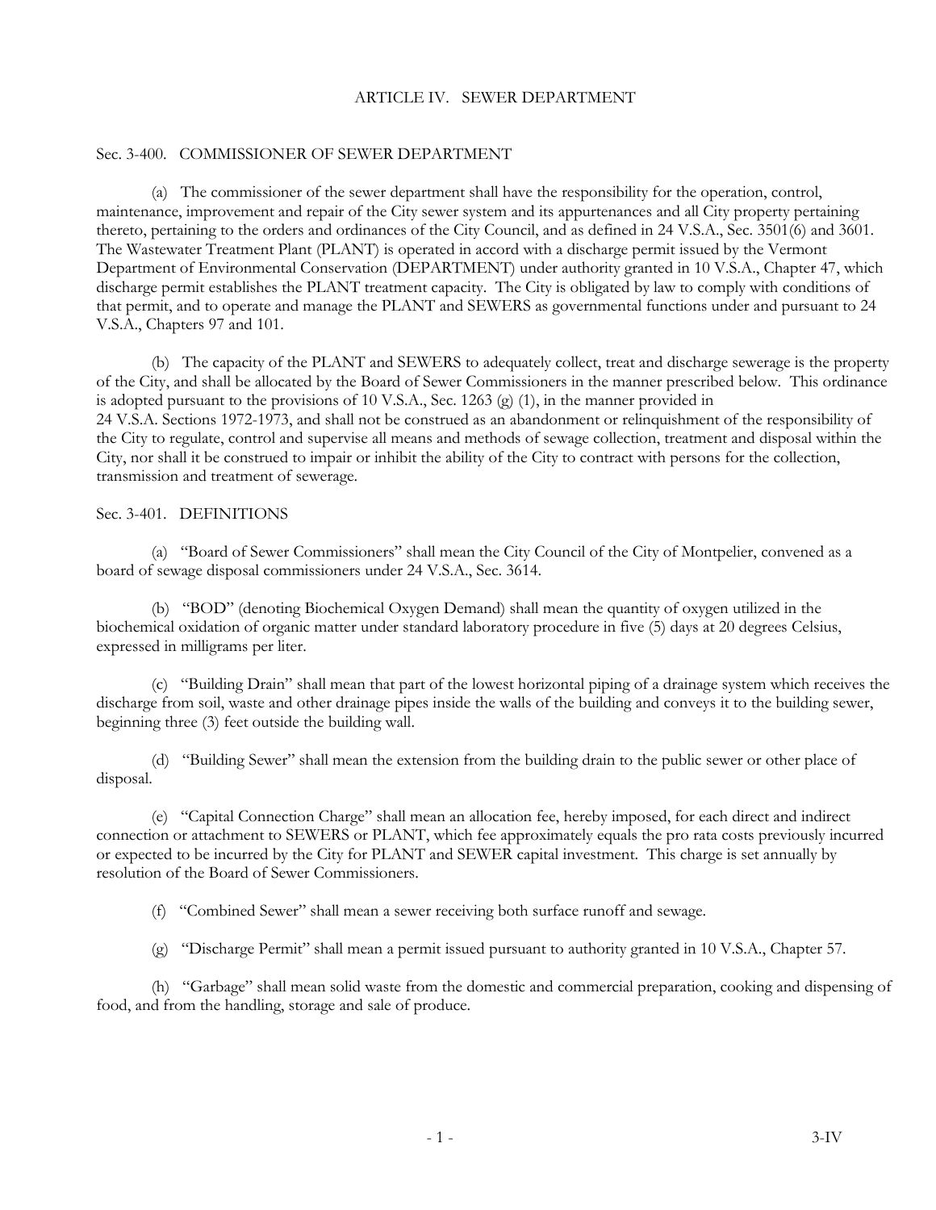# ARTICLE IV. SEWER DEPARTMENT

## Sec. 3-400. COMMISSIONER OF SEWER DEPARTMENT

(a) The commissioner of the sewer department shall have the responsibility for the operation, control, maintenance, improvement and repair of the City sewer system and its appurtenances and all City property pertaining thereto, pertaining to the orders and ordinances of the City Council, and as defined in 24 V.S.A., Sec. 3501(6) and 3601. The Wastewater Treatment Plant (PLANT) is operated in accord with a discharge permit issued by the Vermont Department of Environmental Conservation (DEPARTMENT) under authority granted in 10 V.S.A., Chapter 47, which discharge permit establishes the PLANT treatment capacity. The City is obligated by law to comply with conditions of that permit, and to operate and manage the PLANT and SEWERS as governmental functions under and pursuant to 24 V.S.A., Chapters 97 and 101.

(b) The capacity of the PLANT and SEWERS to adequately collect, treat and discharge sewerage is the property of the City, and shall be allocated by the Board of Sewer Commissioners in the manner prescribed below. This ordinance is adopted pursuant to the provisions of 10 V.S.A., Sec. 1263 (g) (1), in the manner provided in 24 V.S.A. Sections 1972-1973, and shall not be construed as an abandonment or relinquishment of the responsibility of the City to regulate, control and supervise all means and methods of sewage collection, treatment and disposal within the City, nor shall it be construed to impair or inhibit the ability of the City to contract with persons for the collection, transmission and treatment of sewerage.

## Sec. 3-401. DEFINITIONS

(a) "Board of Sewer Commissioners" shall mean the City Council of the City of Montpelier, convened as a board of sewage disposal commissioners under 24 V.S.A., Sec. 3614.

(b) "BOD" (denoting Biochemical Oxygen Demand) shall mean the quantity of oxygen utilized in the biochemical oxidation of organic matter under standard laboratory procedure in five (5) days at 20 degrees Celsius, expressed in milligrams per liter.

(c) "Building Drain" shall mean that part of the lowest horizontal piping of a drainage system which receives the discharge from soil, waste and other drainage pipes inside the walls of the building and conveys it to the building sewer, beginning three (3) feet outside the building wall.

(d) "Building Sewer" shall mean the extension from the building drain to the public sewer or other place of disposal.

(e) "Capital Connection Charge" shall mean an allocation fee, hereby imposed, for each direct and indirect connection or attachment to SEWERS or PLANT, which fee approximately equals the pro rata costs previously incurred or expected to be incurred by the City for PLANT and SEWER capital investment. This charge is set annually by resolution of the Board of Sewer Commissioners.

(f) "Combined Sewer" shall mean a sewer receiving both surface runoff and sewage.

(g) "Discharge Permit" shall mean a permit issued pursuant to authority granted in 10 V.S.A., Chapter 57.

(h) "Garbage" shall mean solid waste from the domestic and commercial preparation, cooking and dispensing of food, and from the handling, storage and sale of produce.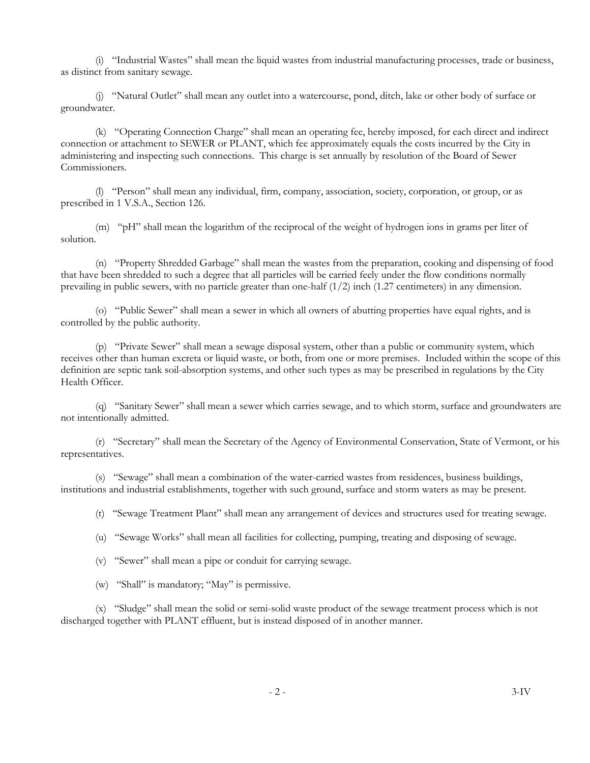(i) "Industrial Wastes" shall mean the liquid wastes from industrial manufacturing processes, trade or business, as distinct from sanitary sewage.

(j) "Natural Outlet" shall mean any outlet into a watercourse, pond, ditch, lake or other body of surface or groundwater.

(k) "Operating Connection Charge" shall mean an operating fee, hereby imposed, for each direct and indirect connection or attachment to SEWER or PLANT, which fee approximately equals the costs incurred by the City in administering and inspecting such connections. This charge is set annually by resolution of the Board of Sewer Commissioners.

(l) "Person" shall mean any individual, firm, company, association, society, corporation, or group, or as prescribed in 1 V.S.A., Section 126.

(m) "pH" shall mean the logarithm of the reciprocal of the weight of hydrogen ions in grams per liter of solution.

(n) "Property Shredded Garbage" shall mean the wastes from the preparation, cooking and dispensing of food that have been shredded to such a degree that all particles will be carried feely under the flow conditions normally prevailing in public sewers, with no particle greater than one-half (1/2) inch (1.27 centimeters) in any dimension.

(o) "Public Sewer" shall mean a sewer in which all owners of abutting properties have equal rights, and is controlled by the public authority.

(p) "Private Sewer" shall mean a sewage disposal system, other than a public or community system, which receives other than human excreta or liquid waste, or both, from one or more premises. Included within the scope of this definition are septic tank soil-absorption systems, and other such types as may be prescribed in regulations by the City Health Officer.

(q) "Sanitary Sewer" shall mean a sewer which carries sewage, and to which storm, surface and groundwaters are not intentionally admitted.

(r) "Secretary" shall mean the Secretary of the Agency of Environmental Conservation, State of Vermont, or his representatives.

(s) "Sewage" shall mean a combination of the water-carried wastes from residences, business buildings, institutions and industrial establishments, together with such ground, surface and storm waters as may be present.

(t) "Sewage Treatment Plant" shall mean any arrangement of devices and structures used for treating sewage.

(u) "Sewage Works" shall mean all facilities for collecting, pumping, treating and disposing of sewage.

(v) "Sewer" shall mean a pipe or conduit for carrying sewage.

(w) "Shall" is mandatory; "May" is permissive.

(x) "Sludge" shall mean the solid or semi-solid waste product of the sewage treatment process which is not discharged together with PLANT effluent, but is instead disposed of in another manner.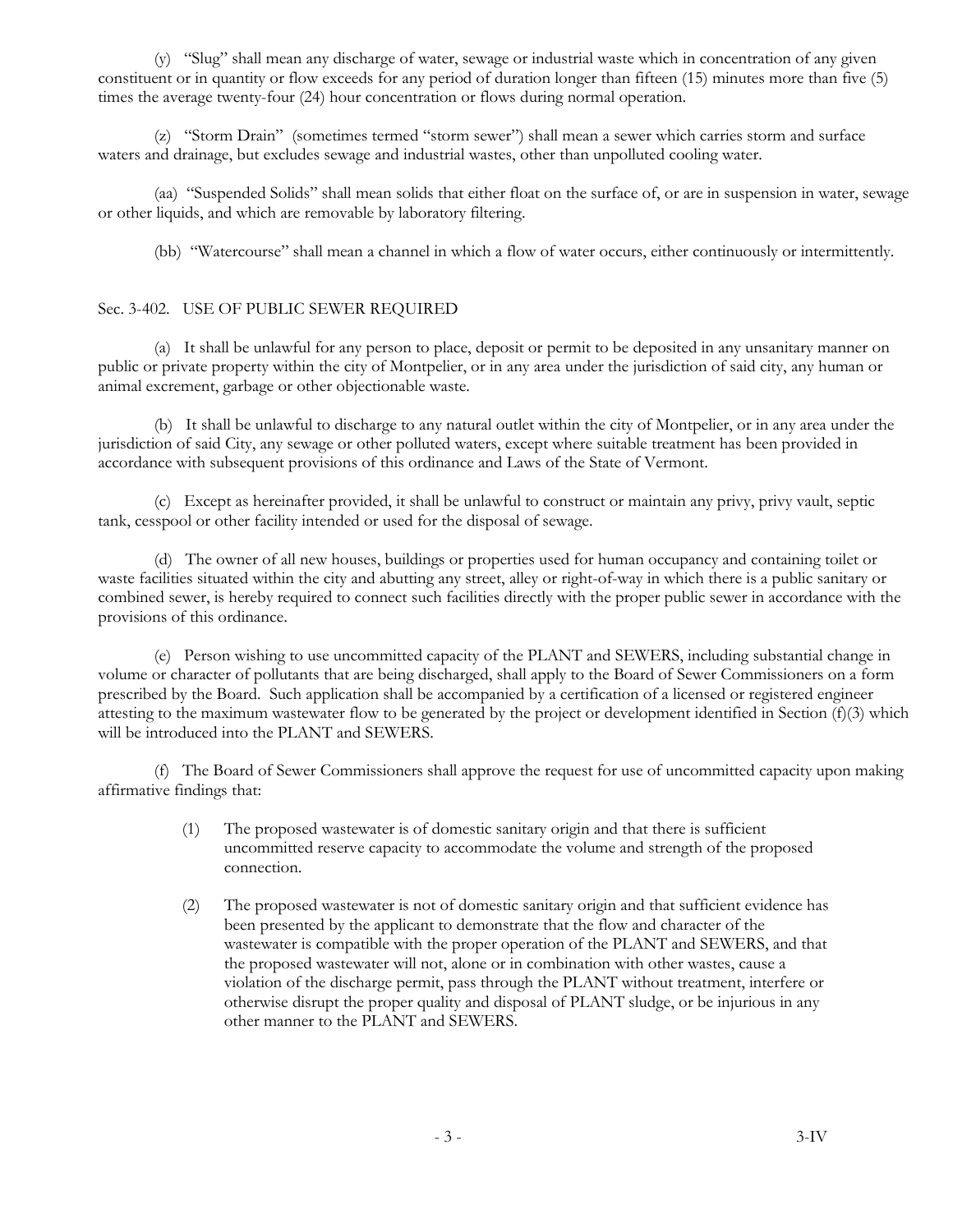(y) "Slug" shall mean any discharge of water, sewage or industrial waste which in concentration of any given constituent or in quantity or flow exceeds for any period of duration longer than fifteen (15) minutes more than five (5) times the average twenty-four (24) hour concentration or flows during normal operation.

(z) "Storm Drain" (sometimes termed "storm sewer") shall mean a sewer which carries storm and surface waters and drainage, but excludes sewage and industrial wastes, other than unpolluted cooling water.

(aa) "Suspended Solids" shall mean solids that either float on the surface of, or are in suspension in water, sewage or other liquids, and which are removable by laboratory filtering.

(bb) "Watercourse" shall mean a channel in which a flow of water occurs, either continuously or intermittently.

## Sec. 3-402. USE OF PUBLIC SEWER REQUIRED

(a) It shall be unlawful for any person to place, deposit or permit to be deposited in any unsanitary manner on public or private property within the city of Montpelier, or in any area under the jurisdiction of said city, any human or animal excrement, garbage or other objectionable waste.

(b) It shall be unlawful to discharge to any natural outlet within the city of Montpelier, or in any area under the jurisdiction of said City, any sewage or other polluted waters, except where suitable treatment has been provided in accordance with subsequent provisions of this ordinance and Laws of the State of Vermont.

(c) Except as hereinafter provided, it shall be unlawful to construct or maintain any privy, privy vault, septic tank, cesspool or other facility intended or used for the disposal of sewage.

(d) The owner of all new houses, buildings or properties used for human occupancy and containing toilet or waste facilities situated within the city and abutting any street, alley or right-of-way in which there is a public sanitary or combined sewer, is hereby required to connect such facilities directly with the proper public sewer in accordance with the provisions of this ordinance.

(e) Person wishing to use uncommitted capacity of the PLANT and SEWERS, including substantial change in volume or character of pollutants that are being discharged, shall apply to the Board of Sewer Commissioners on a form prescribed by the Board. Such application shall be accompanied by a certification of a licensed or registered engineer attesting to the maximum wastewater flow to be generated by the project or development identified in Section (f)(3) which will be introduced into the PLANT and SEWERS.

(f) The Board of Sewer Commissioners shall approve the request for use of uncommitted capacity upon making affirmative findings that:

(1) The proposed wastewater is of domestic sanitary origin and that there is sufficient uncommitted reserve capacity to accommodate the volume and strength of the proposed connection.

(2) The proposed wastewater is not of domestic sanitary origin and that sufficient evidence has been presented by the applicant to demonstrate that the flow and character of the wastewater is compatible with the proper operation of the PLANT and SEWERS, and that the proposed wastewater will not, alone or in combination with other wastes, cause a violation of the discharge permit, pass through the PLANT without treatment, interfere or otherwise disrupt the proper quality and disposal of PLANT sludge, or be injurious in any other manner to the PLANT and SEWERS.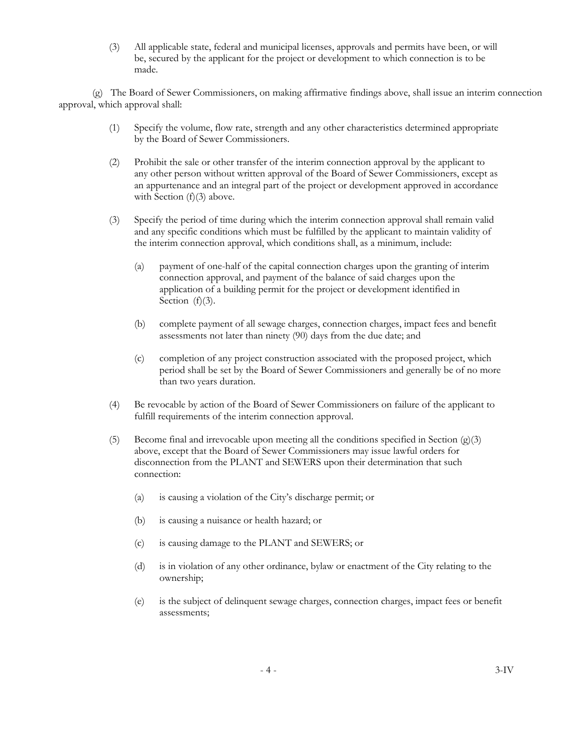(3) All applicable state, federal and municipal licenses, approvals and permits have been, or will be, secured by the applicant for the project or development to which connection is to be made.

(g) The Board of Sewer Commissioners, on making affirmative findings above, shall issue an interim connection approval, which approval shall:

(1) Specify the volume, flow rate, strength and any other characteristics determined appropriate by the Board of Sewer Commissioners.

(2) Prohibit the sale or other transfer of the interim connection approval by the applicant to any other person without written approval of the Board of Sewer Commissioners, except as an appurtenance and an integral part of the project or development approved in accordance with Section (f)(3) above.

(3) Specify the period of time during which the interim connection approval shall remain valid and any specific conditions which must be fulfilled by the applicant to maintain validity of the interim connection approval, which conditions shall, as a minimum, include:

(a) payment of one-half of the capital connection charges upon the granting of interim connection approval, and payment of the balance of said charges upon the application of a building permit for the project or development identified in Section (f)(3).

(b) complete payment of all sewage charges, connection charges, impact fees and benefit assessments not later than ninety (90) days from the due date; and

(c) completion of any project construction associated with the proposed project, which period shall be set by the Board of Sewer Commissioners and generally be of no more than two years duration.

(4) Be revocable by action of the Board of Sewer Commissioners on failure of the applicant to fulfill requirements of the interim connection approval.

(5) Become final and irrevocable upon meeting all the conditions specified in Section (g)(3) above, except that the Board of Sewer Commissioners may issue lawful orders for disconnection from the PLANT and SEWERS upon their determination that such connection:

(a) is causing a violation of the City's discharge permit; or

(b) is causing a nuisance or health hazard; or

(c) is causing damage to the PLANT and SEWERS; or

(d) is in violation of any other ordinance, bylaw or enactment of the City relating to the ownership;

(e) is the subject of delinquent sewage charges, connection charges, impact fees or benefit assessments;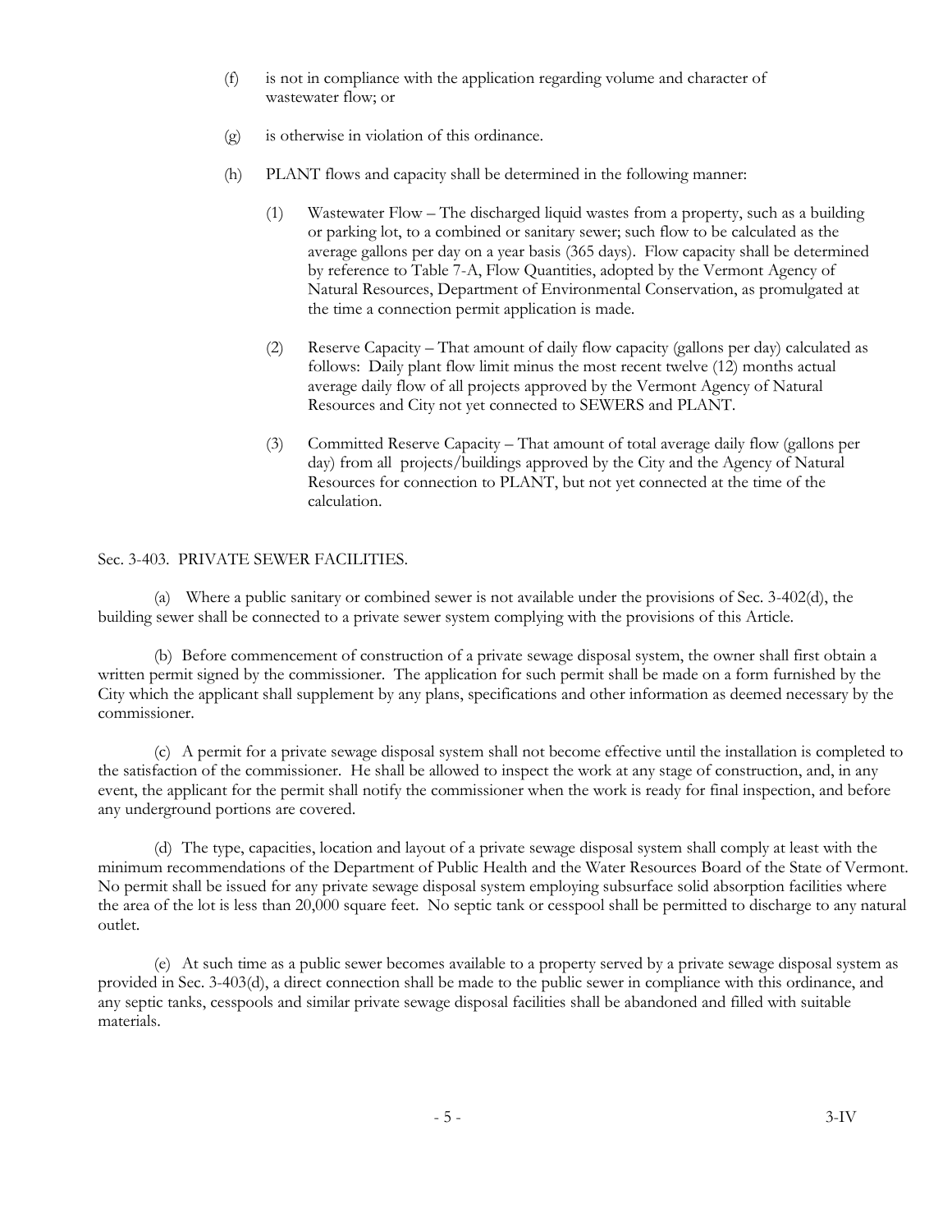(f) is not in compliance with the application regarding volume and character of wastewater flow; or

(g) is otherwise in violation of this ordinance.

(h) PLANT flows and capacity shall be determined in the following manner:

(1) Wastewater Flow – The discharged liquid wastes from a property, such as a building or parking lot, to a combined or sanitary sewer; such flow to be calculated as the average gallons per day on a year basis (365 days). Flow capacity shall be determined by reference to Table 7-A, Flow Quantities, adopted by the Vermont Agency of Natural Resources, Department of Environmental Conservation, as promulgated at the time a connection permit application is made.

(2) Reserve Capacity – That amount of daily flow capacity (gallons per day) calculated as follows: Daily plant flow limit minus the most recent twelve (12) months actual average daily flow of all projects approved by the Vermont Agency of Natural Resources and City not yet connected to SEWERS and PLANT.

(3) Committed Reserve Capacity – That amount of total average daily flow (gallons per day) from all projects/buildings approved by the City and the Agency of Natural Resources for connection to PLANT, but not yet connected at the time of the calculation.

Sec. 3-403. PRIVATE SEWER FACILITIES.

(a) Where a public sanitary or combined sewer is not available under the provisions of Sec. 3-402(d), the building sewer shall be connected to a private sewer system complying with the provisions of this Article.

(b) Before commencement of construction of a private sewage disposal system, the owner shall first obtain a written permit signed by the commissioner. The application for such permit shall be made on a form furnished by the City which the applicant shall supplement by any plans, specifications and other information as deemed necessary by the commissioner.

(c) A permit for a private sewage disposal system shall not become effective until the installation is completed to the satisfaction of the commissioner. He shall be allowed to inspect the work at any stage of construction, and, in any event, the applicant for the permit shall notify the commissioner when the work is ready for final inspection, and before any underground portions are covered.

(d) The type, capacities, location and layout of a private sewage disposal system shall comply at least with the minimum recommendations of the Department of Public Health and the Water Resources Board of the State of Vermont. No permit shall be issued for any private sewage disposal system employing subsurface solid absorption facilities where the area of the lot is less than 20,000 square feet. No septic tank or cesspool shall be permitted to discharge to any natural outlet.

(e) At such time as a public sewer becomes available to a property served by a private sewage disposal system as provided in Sec. 3-403(d), a direct connection shall be made to the public sewer in compliance with this ordinance, and any septic tanks, cesspools and similar private sewage disposal facilities shall be abandoned and filled with suitable materials.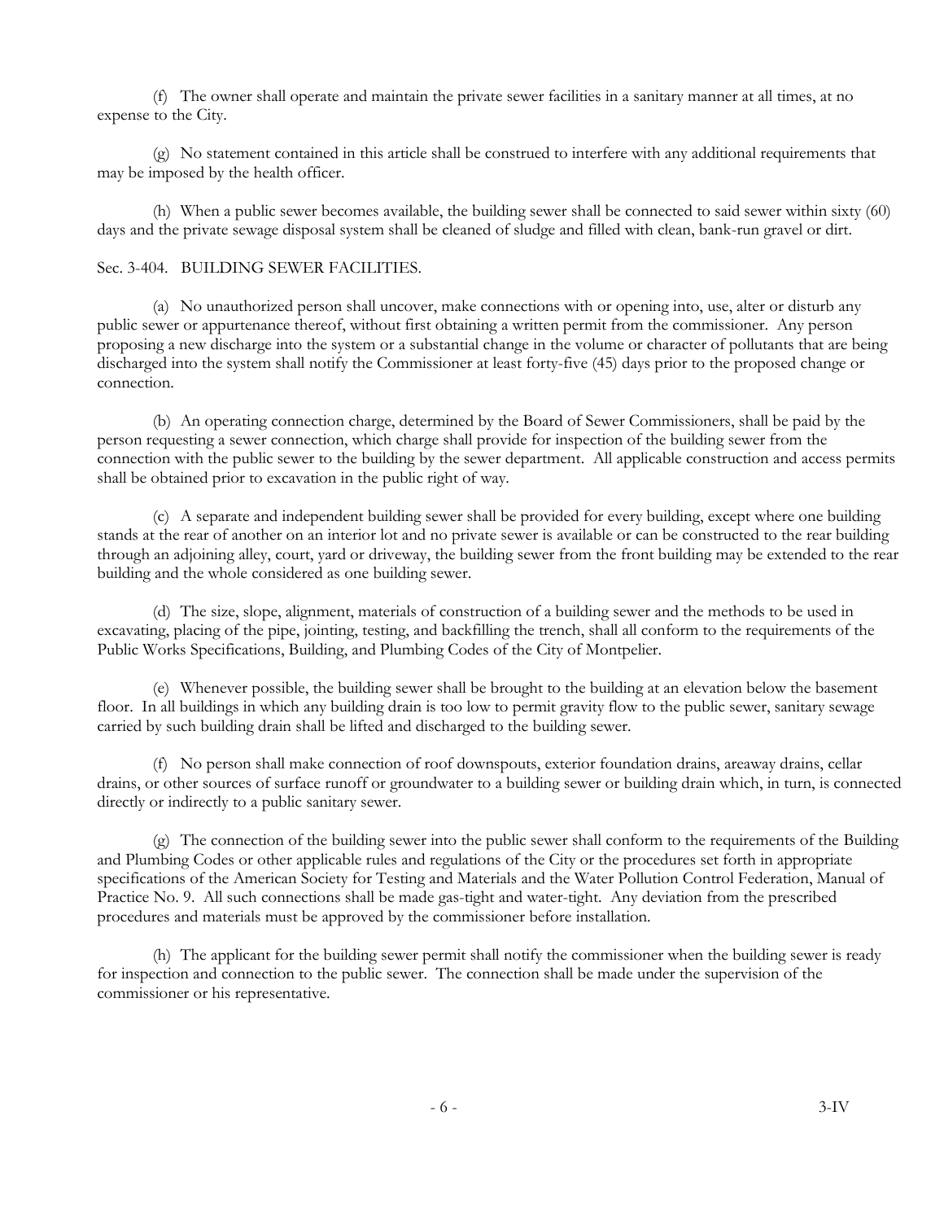(f) The owner shall operate and maintain the private sewer facilities in a sanitary manner at all times, at no expense to the City.

(g) No statement contained in this article shall be construed to interfere with any additional requirements that may be imposed by the health officer.

(h) When a public sewer becomes available, the building sewer shall be connected to said sewer within sixty (60) days and the private sewage disposal system shall be cleaned of sludge and filled with clean, bank-run gravel or dirt.

Sec. 3-404. BUILDING SEWER FACILITIES.

(a) No unauthorized person shall uncover, make connections with or opening into, use, alter or disturb any public sewer or appurtenance thereof, without first obtaining a written permit from the commissioner. Any person proposing a new discharge into the system or a substantial change in the volume or character of pollutants that are being discharged into the system shall notify the Commissioner at least forty-five (45) days prior to the proposed change or connection.

(b) An operating connection charge, determined by the Board of Sewer Commissioners, shall be paid by the person requesting a sewer connection, which charge shall provide for inspection of the building sewer from the connection with the public sewer to the building by the sewer department. All applicable construction and access permits shall be obtained prior to excavation in the public right of way.

(c) A separate and independent building sewer shall be provided for every building, except where one building stands at the rear of another on an interior lot and no private sewer is available or can be constructed to the rear building through an adjoining alley, court, yard or driveway, the building sewer from the front building may be extended to the rear building and the whole considered as one building sewer.

(d) The size, slope, alignment, materials of construction of a building sewer and the methods to be used in excavating, placing of the pipe, jointing, testing, and backfilling the trench, shall all conform to the requirements of the Public Works Specifications, Building, and Plumbing Codes of the City of Montpelier.

(e) Whenever possible, the building sewer shall be brought to the building at an elevation below the basement floor. In all buildings in which any building drain is too low to permit gravity flow to the public sewer, sanitary sewage carried by such building drain shall be lifted and discharged to the building sewer.

(f) No person shall make connection of roof downspouts, exterior foundation drains, areaway drains, cellar drains, or other sources of surface runoff or groundwater to a building sewer or building drain which, in turn, is connected directly or indirectly to a public sanitary sewer.

(g) The connection of the building sewer into the public sewer shall conform to the requirements of the Building and Plumbing Codes or other applicable rules and regulations of the City or the procedures set forth in appropriate specifications of the American Society for Testing and Materials and the Water Pollution Control Federation, Manual of Practice No. 9. All such connections shall be made gas-tight and water-tight. Any deviation from the prescribed procedures and materials must be approved by the commissioner before installation.

(h) The applicant for the building sewer permit shall notify the commissioner when the building sewer is ready for inspection and connection to the public sewer. The connection shall be made under the supervision of the commissioner or his representative.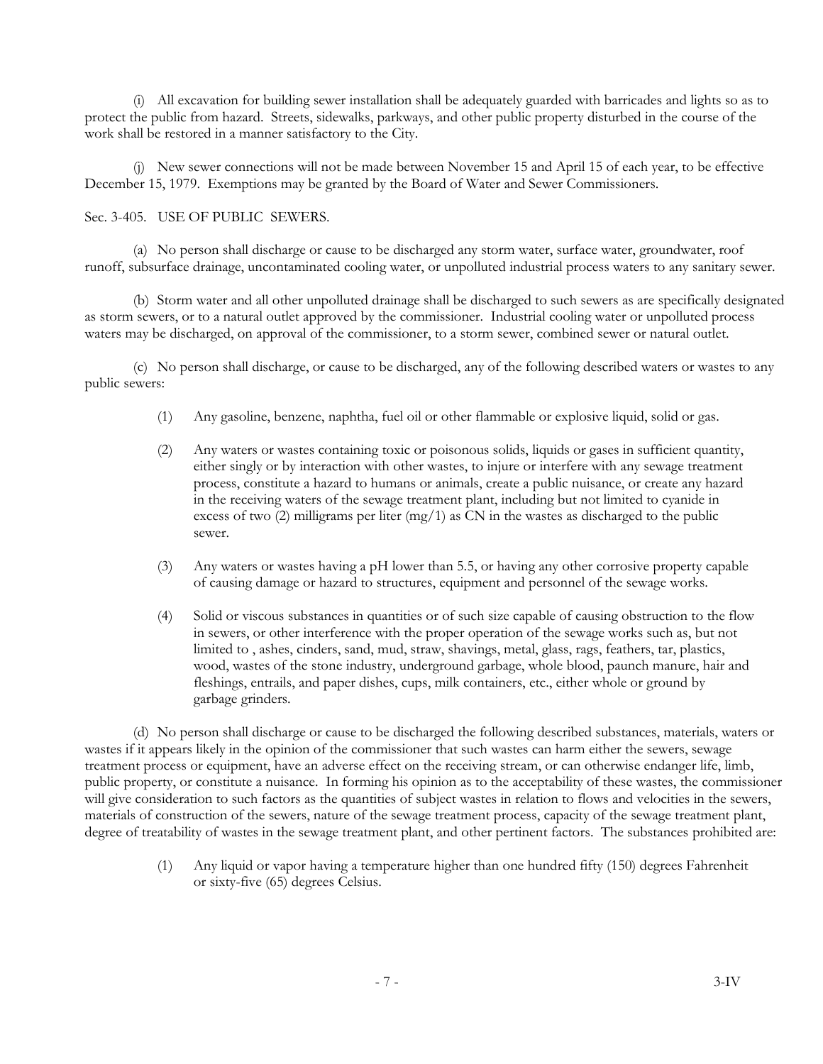(i) All excavation for building sewer installation shall be adequately guarded with barricades and lights so as to protect the public from hazard. Streets, sidewalks, parkways, and other public property disturbed in the course of the work shall be restored in a manner satisfactory to the City.

(j) New sewer connections will not be made between November 15 and April 15 of each year, to be effective December 15, 1979. Exemptions may be granted by the Board of Water and Sewer Commissioners.

Sec. 3-405. USE OF PUBLIC SEWERS.

(a) No person shall discharge or cause to be discharged any storm water, surface water, groundwater, roof runoff, subsurface drainage, uncontaminated cooling water, or unpolluted industrial process waters to any sanitary sewer.

(b) Storm water and all other unpolluted drainage shall be discharged to such sewers as are specifically designated as storm sewers, or to a natural outlet approved by the commissioner. Industrial cooling water or unpolluted process waters may be discharged, on approval of the commissioner, to a storm sewer, combined sewer or natural outlet.

(c) No person shall discharge, or cause to be discharged, any of the following described waters or wastes to any public sewers:

(1) Any gasoline, benzene, naphtha, fuel oil or other flammable or explosive liquid, solid or gas.

(2) Any waters or wastes containing toxic or poisonous solids, liquids or gases in sufficient quantity, either singly or by interaction with other wastes, to injure or interfere with any sewage treatment process, constitute a hazard to humans or animals, create a public nuisance, or create any hazard in the receiving waters of the sewage treatment plant, including but not limited to cyanide in excess of two (2) milligrams per liter (mg/1) as CN in the wastes as discharged to the public sewer.

(3) Any waters or wastes having a pH lower than 5.5, or having any other corrosive property capable of causing damage or hazard to structures, equipment and personnel of the sewage works.

(4) Solid or viscous substances in quantities or of such size capable of causing obstruction to the flow in sewers, or other interference with the proper operation of the sewage works such as, but not limited to , ashes, cinders, sand, mud, straw, shavings, metal, glass, rags, feathers, tar, plastics, wood, wastes of the stone industry, underground garbage, whole blood, paunch manure, hair and fleshings, entrails, and paper dishes, cups, milk containers, etc., either whole or ground by garbage grinders.

(d) No person shall discharge or cause to be discharged the following described substances, materials, waters or wastes if it appears likely in the opinion of the commissioner that such wastes can harm either the sewers, sewage treatment process or equipment, have an adverse effect on the receiving stream, or can otherwise endanger life, limb, public property, or constitute a nuisance. In forming his opinion as to the acceptability of these wastes, the commissioner will give consideration to such factors as the quantities of subject wastes in relation to flows and velocities in the sewers, materials of construction of the sewers, nature of the sewage treatment process, capacity of the sewage treatment plant, degree of treatability of wastes in the sewage treatment plant, and other pertinent factors. The substances prohibited are:

(1) Any liquid or vapor having a temperature higher than one hundred fifty (150) degrees Fahrenheit or sixty-five (65) degrees Celsius.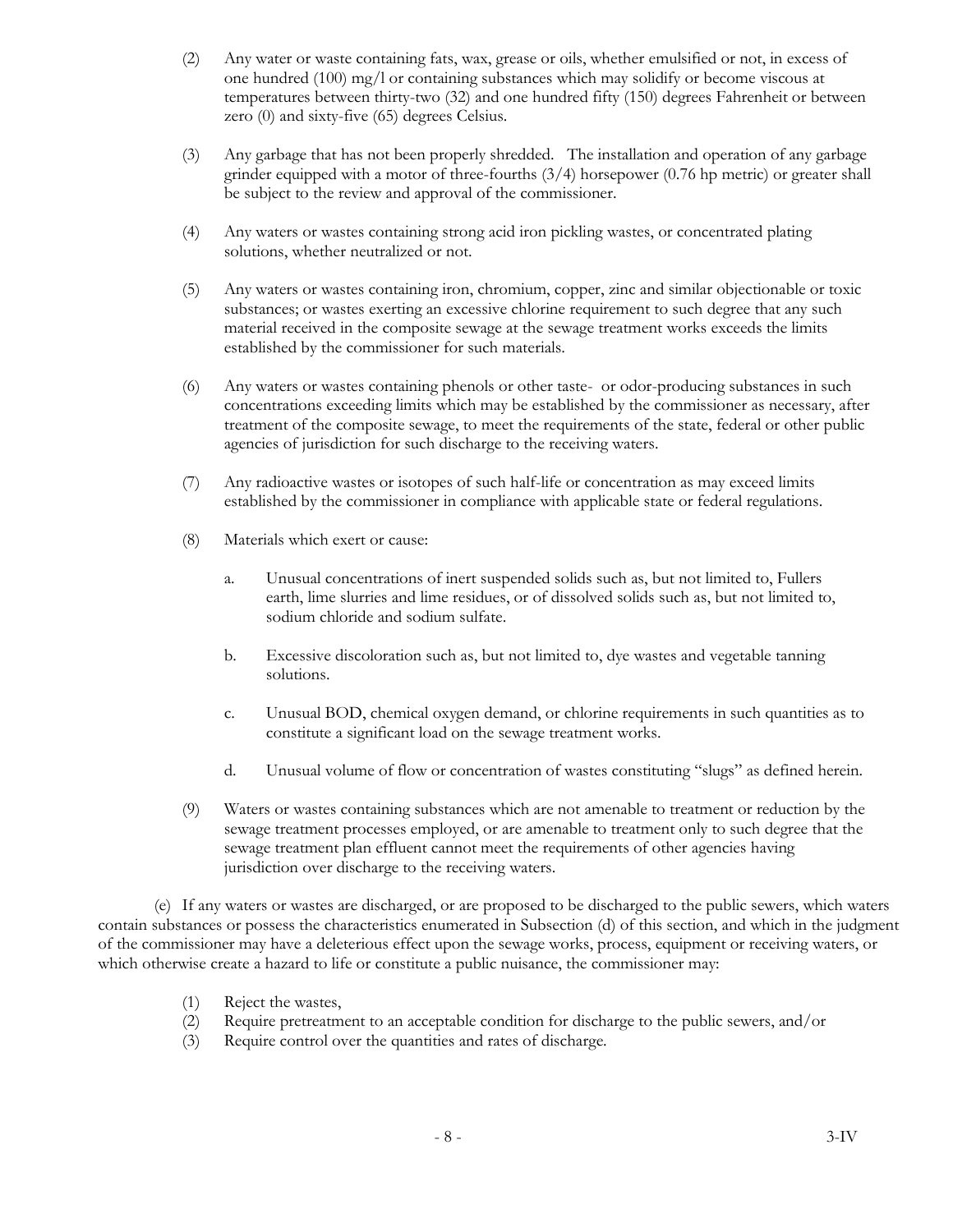(2) Any water or waste containing fats, wax, grease or oils, whether emulsified or not, in excess of one hundred (100) mg/l or containing substances which may solidify or become viscous at temperatures between thirty-two (32) and one hundred fifty (150) degrees Fahrenheit or between zero (0) and sixty-five (65) degrees Celsius.

(3) Any garbage that has not been properly shredded. The installation and operation of any garbage grinder equipped with a motor of three-fourths (3/4) horsepower (0.76 hp metric) or greater shall be subject to the review and approval of the commissioner.

(4) Any waters or wastes containing strong acid iron pickling wastes, or concentrated plating solutions, whether neutralized or not.

(5) Any waters or wastes containing iron, chromium, copper, zinc and similar objectionable or toxic substances; or wastes exerting an excessive chlorine requirement to such degree that any such material received in the composite sewage at the sewage treatment works exceeds the limits established by the commissioner for such materials.

(6) Any waters or wastes containing phenols or other taste- or odor-producing substances in such concentrations exceeding limits which may be established by the commissioner as necessary, after treatment of the composite sewage, to meet the requirements of the state, federal or other public agencies of jurisdiction for such discharge to the receiving waters.

(7) Any radioactive wastes or isotopes of such half-life or concentration as may exceed limits established by the commissioner in compliance with applicable state or federal regulations.

(8) Materials which exert or cause:

a. Unusual concentrations of inert suspended solids such as, but not limited to, Fullers earth, lime slurries and lime residues, or of dissolved solids such as, but not limited to, sodium chloride and sodium sulfate.

b. Excessive discoloration such as, but not limited to, dye wastes and vegetable tanning solutions.

c. Unusual BOD, chemical oxygen demand, or chlorine requirements in such quantities as to constitute a significant load on the sewage treatment works.

d. Unusual volume of flow or concentration of wastes constituting "slugs" as defined herein.

(9) Waters or wastes containing substances which are not amenable to treatment or reduction by the sewage treatment processes employed, or are amenable to treatment only to such degree that the sewage treatment plan effluent cannot meet the requirements of other agencies having jurisdiction over discharge to the receiving waters.

(e) If any waters or wastes are discharged, or are proposed to be discharged to the public sewers, which waters contain substances or possess the characteristics enumerated in Subsection (d) of this section, and which in the judgment of the commissioner may have a deleterious effect upon the sewage works, process, equipment or receiving waters, or which otherwise create a hazard to life or constitute a public nuisance, the commissioner may:

(1) Reject the wastes,
(2) Require pretreatment to an acceptable condition for discharge to the public sewers, and/or
(3) Require control over the quantities and rates of discharge.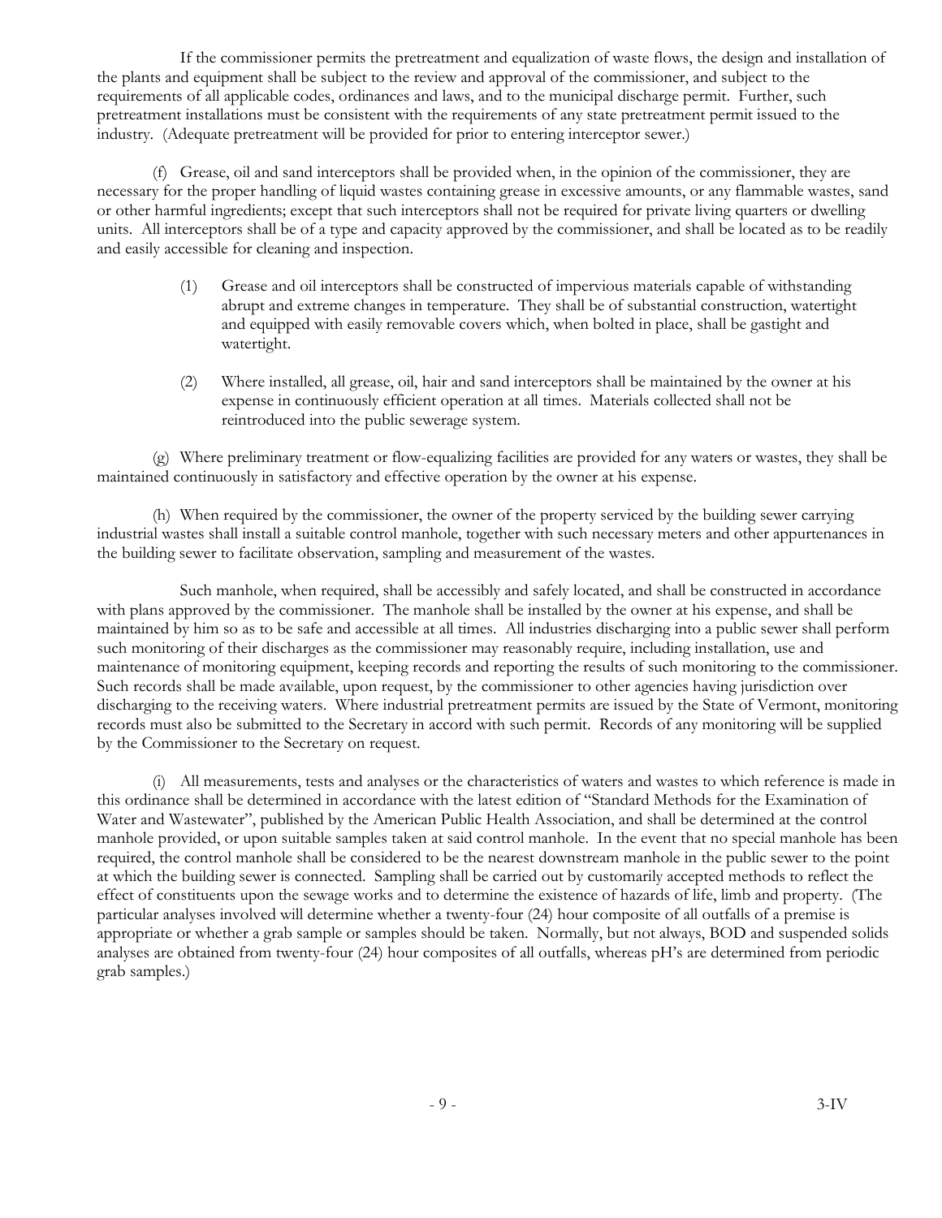If the commissioner permits the pretreatment and equalization of waste flows, the design and installation of the plants and equipment shall be subject to the review and approval of the commissioner, and subject to the requirements of all applicable codes, ordinances and laws, and to the municipal discharge permit. Further, such pretreatment installations must be consistent with the requirements of any state pretreatment permit issued to the industry. (Adequate pretreatment will be provided for prior to entering interceptor sewer.)

(f) Grease, oil and sand interceptors shall be provided when, in the opinion of the commissioner, they are necessary for the proper handling of liquid wastes containing grease in excessive amounts, or any flammable wastes, sand or other harmful ingredients; except that such interceptors shall not be required for private living quarters or dwelling units. All interceptors shall be of a type and capacity approved by the commissioner, and shall be located as to be readily and easily accessible for cleaning and inspection.

(1) Grease and oil interceptors shall be constructed of impervious materials capable of withstanding abrupt and extreme changes in temperature. They shall be of substantial construction, watertight and equipped with easily removable covers which, when bolted in place, shall be gastight and watertight.

(2) Where installed, all grease, oil, hair and sand interceptors shall be maintained by the owner at his expense in continuously efficient operation at all times. Materials collected shall not be reintroduced into the public sewerage system.

(g) Where preliminary treatment or flow-equalizing facilities are provided for any waters or wastes, they shall be maintained continuously in satisfactory and effective operation by the owner at his expense.

(h) When required by the commissioner, the owner of the property serviced by the building sewer carrying industrial wastes shall install a suitable control manhole, together with such necessary meters and other appurtenances in the building sewer to facilitate observation, sampling and measurement of the wastes.

Such manhole, when required, shall be accessibly and safely located, and shall be constructed in accordance with plans approved by the commissioner. The manhole shall be installed by the owner at his expense, and shall be maintained by him so as to be safe and accessible at all times. All industries discharging into a public sewer shall perform such monitoring of their discharges as the commissioner may reasonably require, including installation, use and maintenance of monitoring equipment, keeping records and reporting the results of such monitoring to the commissioner. Such records shall be made available, upon request, by the commissioner to other agencies having jurisdiction over discharging to the receiving waters. Where industrial pretreatment permits are issued by the State of Vermont, monitoring records must also be submitted to the Secretary in accord with such permit. Records of any monitoring will be supplied by the Commissioner to the Secretary on request.

(i) All measurements, tests and analyses or the characteristics of waters and wastes to which reference is made in this ordinance shall be determined in accordance with the latest edition of "Standard Methods for the Examination of Water and Wastewater", published by the American Public Health Association, and shall be determined at the control manhole provided, or upon suitable samples taken at said control manhole. In the event that no special manhole has been required, the control manhole shall be considered to be the nearest downstream manhole in the public sewer to the point at which the building sewer is connected. Sampling shall be carried out by customarily accepted methods to reflect the effect of constituents upon the sewage works and to determine the existence of hazards of life, limb and property. (The particular analyses involved will determine whether a twenty-four (24) hour composite of all outfalls of a premise is appropriate or whether a grab sample or samples should be taken. Normally, but not always, BOD and suspended solids analyses are obtained from twenty-four (24) hour composites of all outfalls, whereas pH's are determined from periodic grab samples.)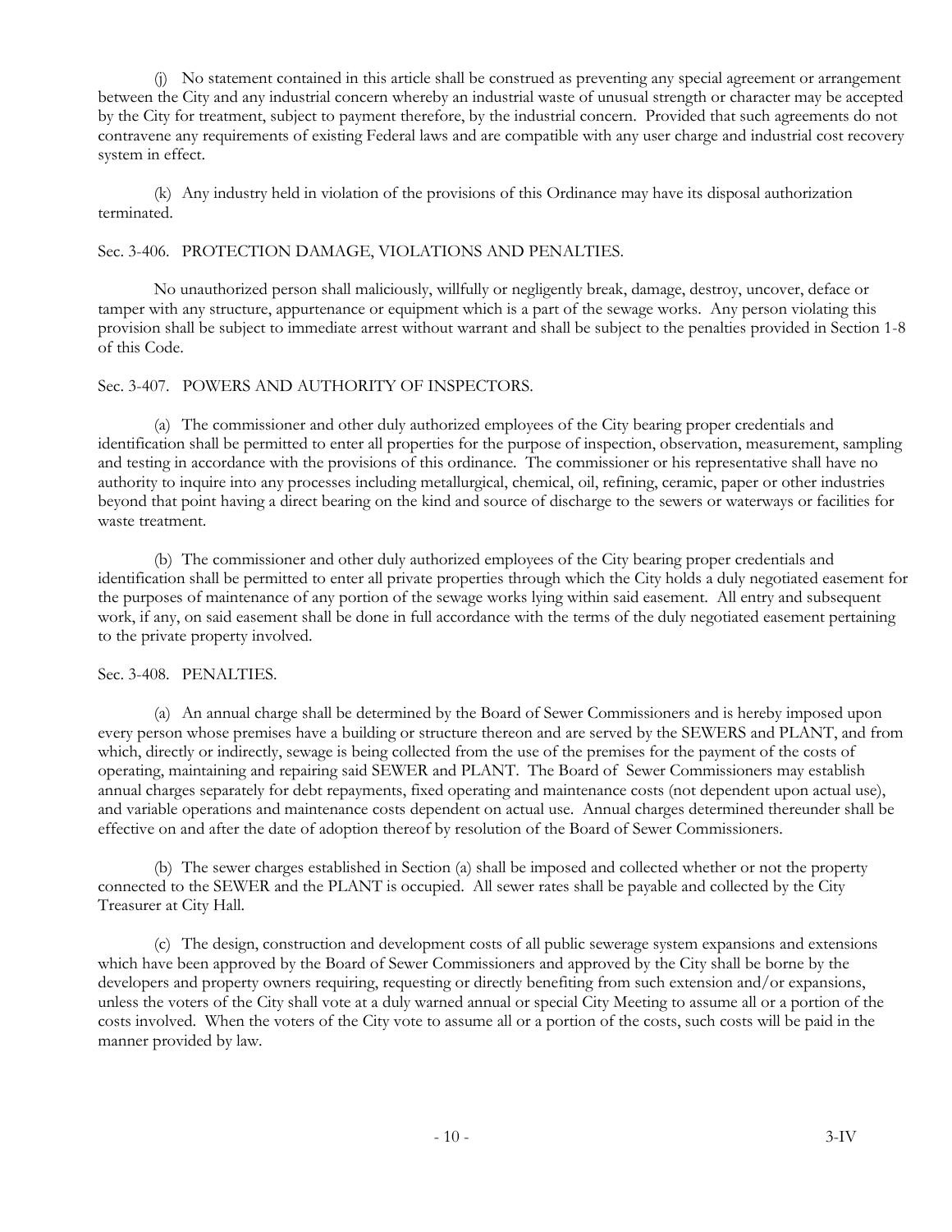(j) No statement contained in this article shall be construed as preventing any special agreement or arrangement between the City and any industrial concern whereby an industrial waste of unusual strength or character may be accepted by the City for treatment, subject to payment therefore, by the industrial concern. Provided that such agreements do not contravene any requirements of existing Federal laws and are compatible with any user charge and industrial cost recovery system in effect.

(k) Any industry held in violation of the provisions of this Ordinance may have its disposal authorization terminated.

### Sec. 3-406. PROTECTION DAMAGE, VIOLATIONS AND PENALTIES.

No unauthorized person shall maliciously, willfully or negligently break, damage, destroy, uncover, deface or tamper with any structure, appurtenance or equipment which is a part of the sewage works. Any person violating this provision shall be subject to immediate arrest without warrant and shall be subject to the penalties provided in Section 1-8 of this Code.

### Sec. 3-407. POWERS AND AUTHORITY OF INSPECTORS.

(a) The commissioner and other duly authorized employees of the City bearing proper credentials and identification shall be permitted to enter all properties for the purpose of inspection, observation, measurement, sampling and testing in accordance with the provisions of this ordinance. The commissioner or his representative shall have no authority to inquire into any processes including metallurgical, chemical, oil, refining, ceramic, paper or other industries beyond that point having a direct bearing on the kind and source of discharge to the sewers or waterways or facilities for waste treatment.

(b) The commissioner and other duly authorized employees of the City bearing proper credentials and identification shall be permitted to enter all private properties through which the City holds a duly negotiated easement for the purposes of maintenance of any portion of the sewage works lying within said easement. All entry and subsequent work, if any, on said easement shall be done in full accordance with the terms of the duly negotiated easement pertaining to the private property involved.

### Sec. 3-408. PENALTIES.

(a) An annual charge shall be determined by the Board of Sewer Commissioners and is hereby imposed upon every person whose premises have a building or structure thereon and are served by the SEWERS and PLANT, and from which, directly or indirectly, sewage is being collected from the use of the premises for the payment of the costs of operating, maintaining and repairing said SEWER and PLANT. The Board of Sewer Commissioners may establish annual charges separately for debt repayments, fixed operating and maintenance costs (not dependent upon actual use), and variable operations and maintenance costs dependent on actual use. Annual charges determined thereunder shall be effective on and after the date of adoption thereof by resolution of the Board of Sewer Commissioners.

(b) The sewer charges established in Section (a) shall be imposed and collected whether or not the property connected to the SEWER and the PLANT is occupied. All sewer rates shall be payable and collected by the City Treasurer at City Hall.

(c) The design, construction and development costs of all public sewerage system expansions and extensions which have been approved by the Board of Sewer Commissioners and approved by the City shall be borne by the developers and property owners requiring, requesting or directly benefiting from such extension and/or expansions, unless the voters of the City shall vote at a duly warned annual or special City Meeting to assume all or a portion of the costs involved. When the voters of the City vote to assume all or a portion of the costs, such costs will be paid in the manner provided by law.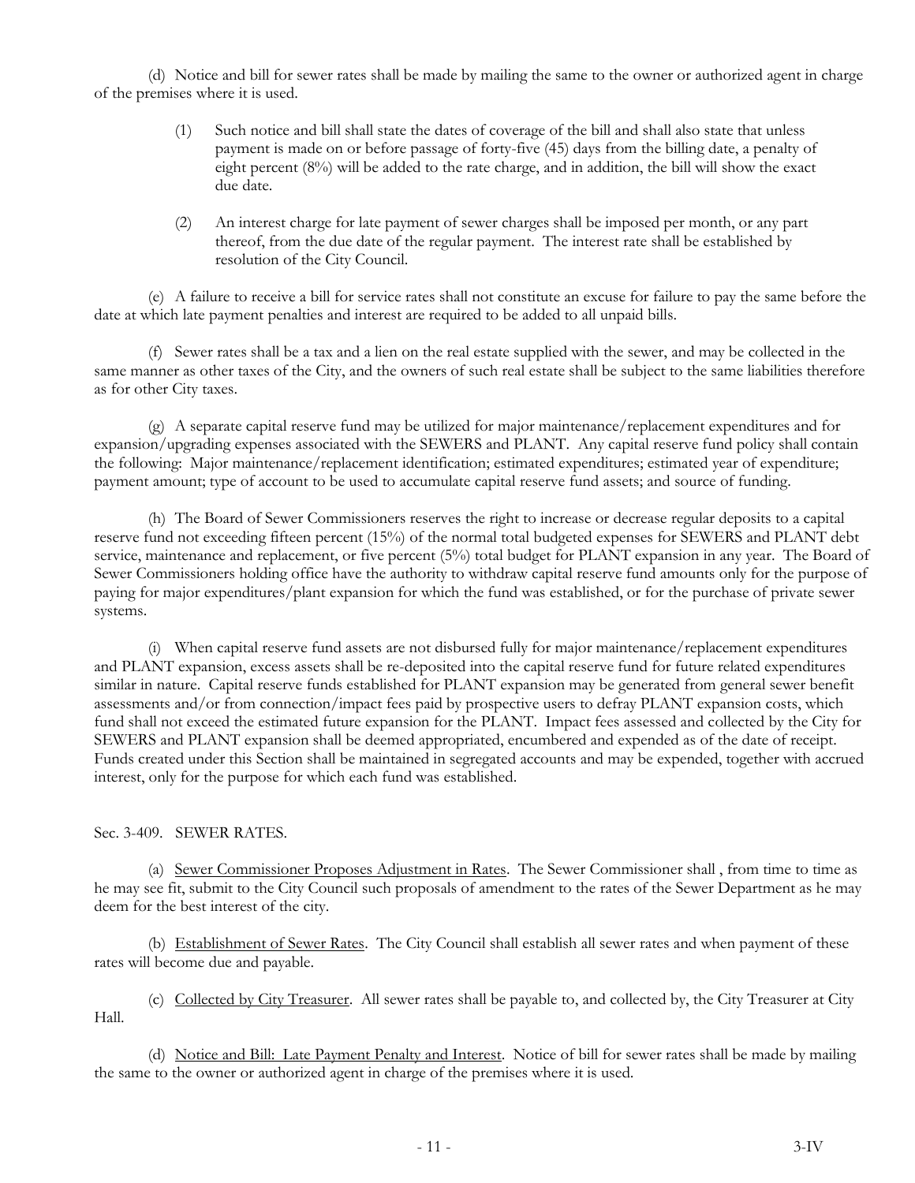(d) Notice and bill for sewer rates shall be made by mailing the same to the owner or authorized agent in charge of the premises where it is used.

> (1) Such notice and bill shall state the dates of coverage of the bill and shall also state that unless payment is made on or before passage of forty-five (45) days from the billing date, a penalty of eight percent (8%) will be added to the rate charge, and in addition, the bill will show the exact due date.
>
> (2) An interest charge for late payment of sewer charges shall be imposed per month, or any part thereof, from the due date of the regular payment. The interest rate shall be established by resolution of the City Council.

(e) A failure to receive a bill for service rates shall not constitute an excuse for failure to pay the same before the date at which late payment penalties and interest are required to be added to all unpaid bills.

(f) Sewer rates shall be a tax and a lien on the real estate supplied with the sewer, and may be collected in the same manner as other taxes of the City, and the owners of such real estate shall be subject to the same liabilities therefore as for other City taxes.

(g) A separate capital reserve fund may be utilized for major maintenance/replacement expenditures and for expansion/upgrading expenses associated with the SEWERS and PLANT. Any capital reserve fund policy shall contain the following: Major maintenance/replacement identification; estimated expenditures; estimated year of expenditure; payment amount; type of account to be used to accumulate capital reserve fund assets; and source of funding.

(h) The Board of Sewer Commissioners reserves the right to increase or decrease regular deposits to a capital reserve fund not exceeding fifteen percent (15%) of the normal total budgeted expenses for SEWERS and PLANT debt service, maintenance and replacement, or five percent (5%) total budget for PLANT expansion in any year. The Board of Sewer Commissioners holding office have the authority to withdraw capital reserve fund amounts only for the purpose of paying for major expenditures/plant expansion for which the fund was established, or for the purchase of private sewer systems.

(i) When capital reserve fund assets are not disbursed fully for major maintenance/replacement expenditures and PLANT expansion, excess assets shall be re-deposited into the capital reserve fund for future related expenditures similar in nature. Capital reserve funds established for PLANT expansion may be generated from general sewer benefit assessments and/or from connection/impact fees paid by prospective users to defray PLANT expansion costs, which fund shall not exceed the estimated future expansion for the PLANT. Impact fees assessed and collected by the City for SEWERS and PLANT expansion shall be deemed appropriated, encumbered and expended as of the date of receipt. Funds created under this Section shall be maintained in segregated accounts and may be expended, together with accrued interest, only for the purpose for which each fund was established.

Sec. 3-409. SEWER RATES.

(a) Sewer Commissioner Proposes Adjustment in Rates. The Sewer Commissioner shall , from time to time as he may see fit, submit to the City Council such proposals of amendment to the rates of the Sewer Department as he may deem for the best interest of the city.

(b) Establishment of Sewer Rates. The City Council shall establish all sewer rates and when payment of these rates will become due and payable.

(c) Collected by City Treasurer. All sewer rates shall be payable to, and collected by, the City Treasurer at City Hall.

(d) Notice and Bill: Late Payment Penalty and Interest. Notice of bill for sewer rates shall be made by mailing the same to the owner or authorized agent in charge of the premises where it is used.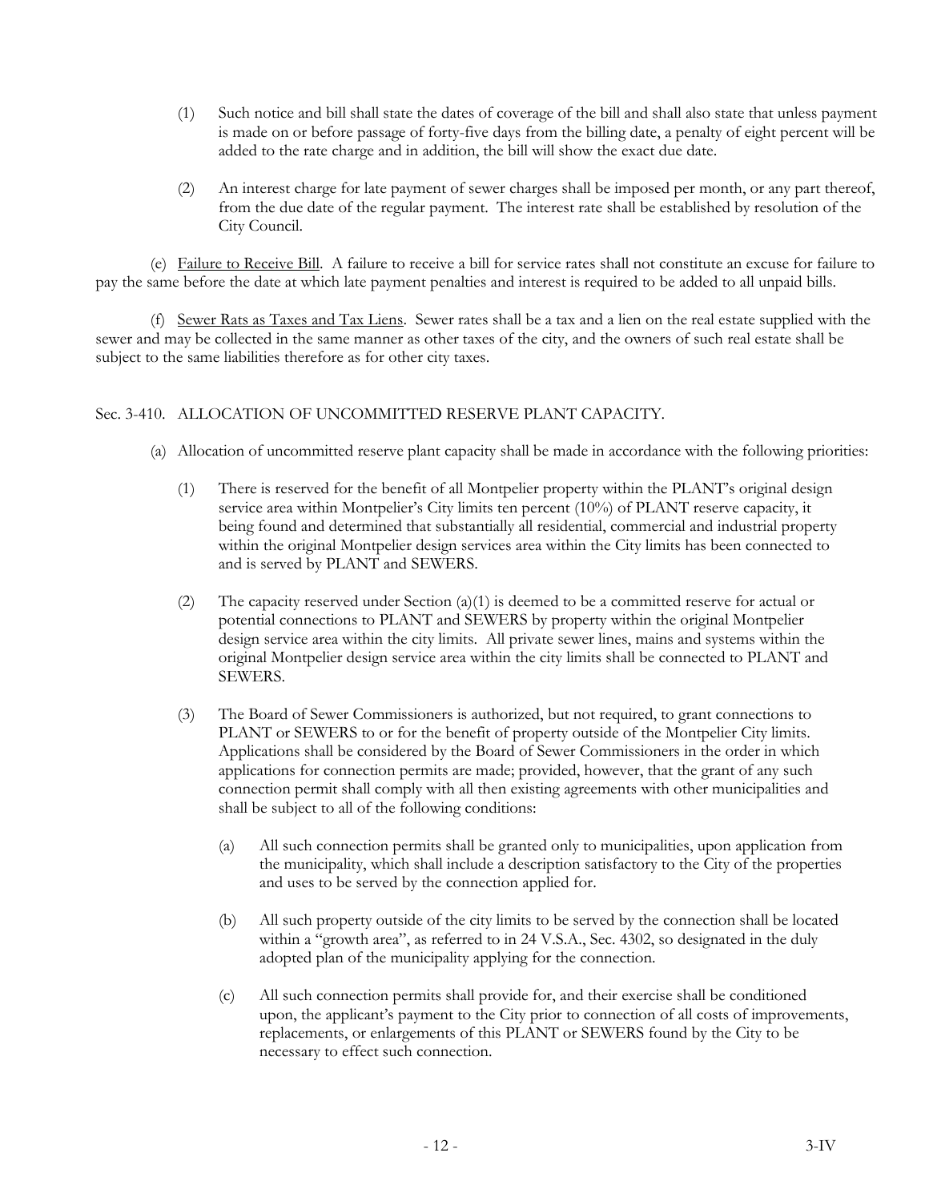(1) Such notice and bill shall state the dates of coverage of the bill and shall also state that unless payment is made on or before passage of forty-five days from the billing date, a penalty of eight percent will be added to the rate charge and in addition, the bill will show the exact due date.

(2) An interest charge for late payment of sewer charges shall be imposed per month, or any part thereof, from the due date of the regular payment. The interest rate shall be established by resolution of the City Council.

(e) Failure to Receive Bill. A failure to receive a bill for service rates shall not constitute an excuse for failure to pay the same before the date at which late payment penalties and interest is required to be added to all unpaid bills.

(f) Sewer Rats as Taxes and Tax Liens. Sewer rates shall be a tax and a lien on the real estate supplied with the sewer and may be collected in the same manner as other taxes of the city, and the owners of such real estate shall be subject to the same liabilities therefore as for other city taxes.

Sec. 3-410. ALLOCATION OF UNCOMMITTED RESERVE PLANT CAPACITY.

(a) Allocation of uncommitted reserve plant capacity shall be made in accordance with the following priorities:

(1) There is reserved for the benefit of all Montpelier property within the PLANT's original design service area within Montpelier's City limits ten percent (10%) of PLANT reserve capacity, it being found and determined that substantially all residential, commercial and industrial property within the original Montpelier design services area within the City limits has been connected to and is served by PLANT and SEWERS.

(2) The capacity reserved under Section (a)(1) is deemed to be a committed reserve for actual or potential connections to PLANT and SEWERS by property within the original Montpelier design service area within the city limits. All private sewer lines, mains and systems within the original Montpelier design service area within the city limits shall be connected to PLANT and SEWERS.

(3) The Board of Sewer Commissioners is authorized, but not required, to grant connections to PLANT or SEWERS to or for the benefit of property outside of the Montpelier City limits. Applications shall be considered by the Board of Sewer Commissioners in the order in which applications for connection permits are made; provided, however, that the grant of any such connection permit shall comply with all then existing agreements with other municipalities and shall be subject to all of the following conditions:

(a) All such connection permits shall be granted only to municipalities, upon application from the municipality, which shall include a description satisfactory to the City of the properties and uses to be served by the connection applied for.

(b) All such property outside of the city limits to be served by the connection shall be located within a "growth area", as referred to in 24 V.S.A., Sec. 4302, so designated in the duly adopted plan of the municipality applying for the connection.

(c) All such connection permits shall provide for, and their exercise shall be conditioned upon, the applicant's payment to the City prior to connection of all costs of improvements, replacements, or enlargements of this PLANT or SEWERS found by the City to be necessary to effect such connection.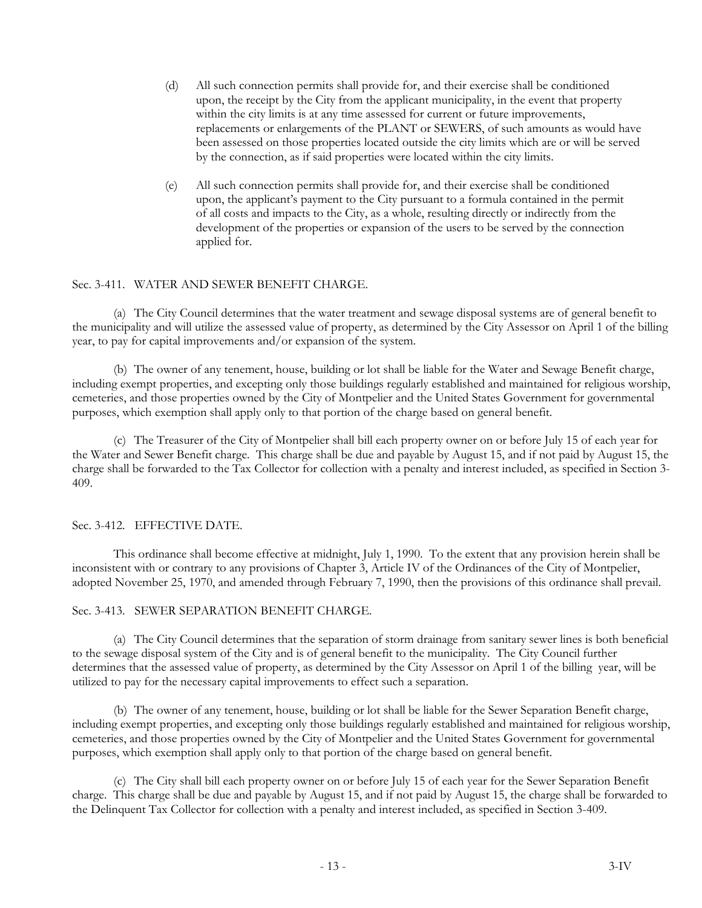(d) All such connection permits shall provide for, and their exercise shall be conditioned upon, the receipt by the City from the applicant municipality, in the event that property within the city limits is at any time assessed for current or future improvements, replacements or enlargements of the PLANT or SEWERS, of such amounts as would have been assessed on those properties located outside the city limits which are or will be served by the connection, as if said properties were located within the city limits.

(e) All such connection permits shall provide for, and their exercise shall be conditioned upon, the applicant's payment to the City pursuant to a formula contained in the permit of all costs and impacts to the City, as a whole, resulting directly or indirectly from the development of the properties or expansion of the users to be served by the connection applied for.

## Sec. 3-411. WATER AND SEWER BENEFIT CHARGE.

(a) The City Council determines that the water treatment and sewage disposal systems are of general benefit to the municipality and will utilize the assessed value of property, as determined by the City Assessor on April 1 of the billing year, to pay for capital improvements and/or expansion of the system.

(b) The owner of any tenement, house, building or lot shall be liable for the Water and Sewage Benefit charge, including exempt properties, and excepting only those buildings regularly established and maintained for religious worship, cemeteries, and those properties owned by the City of Montpelier and the United States Government for governmental purposes, which exemption shall apply only to that portion of the charge based on general benefit.

(c) The Treasurer of the City of Montpelier shall bill each property owner on or before July 15 of each year for the Water and Sewer Benefit charge. This charge shall be due and payable by August 15, and if not paid by August 15, the charge shall be forwarded to the Tax Collector for collection with a penalty and interest included, as specified in Section 3-409.

## Sec. 3-412. EFFECTIVE DATE.

This ordinance shall become effective at midnight, July 1, 1990. To the extent that any provision herein shall be inconsistent with or contrary to any provisions of Chapter 3, Article IV of the Ordinances of the City of Montpelier, adopted November 25, 1970, and amended through February 7, 1990, then the provisions of this ordinance shall prevail.

## Sec. 3-413. SEWER SEPARATION BENEFIT CHARGE.

(a) The City Council determines that the separation of storm drainage from sanitary sewer lines is both beneficial to the sewage disposal system of the City and is of general benefit to the municipality. The City Council further determines that the assessed value of property, as determined by the City Assessor on April 1 of the billing year, will be utilized to pay for the necessary capital improvements to effect such a separation.

(b) The owner of any tenement, house, building or lot shall be liable for the Sewer Separation Benefit charge, including exempt properties, and excepting only those buildings regularly established and maintained for religious worship, cemeteries, and those properties owned by the City of Montpelier and the United States Government for governmental purposes, which exemption shall apply only to that portion of the charge based on general benefit.

(c) The City shall bill each property owner on or before July 15 of each year for the Sewer Separation Benefit charge. This charge shall be due and payable by August 15, and if not paid by August 15, the charge shall be forwarded to the Delinquent Tax Collector for collection with a penalty and interest included, as specified in Section 3-409.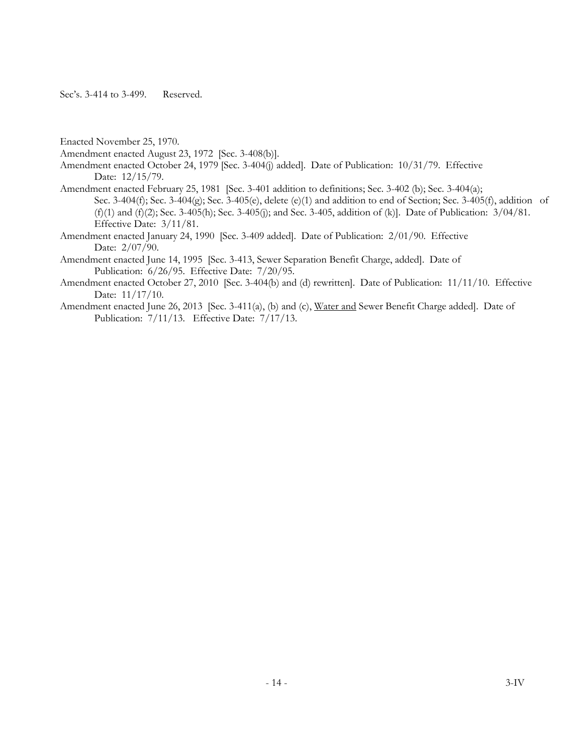Sec's. 3-414 to 3-499. Reserved.

Enacted November 25, 1970.

Amendment enacted August 23, 1972 [Sec. 3-408(b)].

Amendment enacted October 24, 1979 [Sec. 3-404(j) added]. Date of Publication: 10/31/79. Effective Date: 12/15/79.

Amendment enacted February 25, 1981 [Sec. 3-401 addition to definitions; Sec. 3-402 (b); Sec. 3-404(a); Sec. 3-404(f); Sec. 3-404(g); Sec. 3-405(e), delete (e)(1) and addition to end of Section; Sec. 3-405(f), addition of (f)(1) and (f)(2); Sec. 3-405(h); Sec. 3-405(j); and Sec. 3-405, addition of (k)]. Date of Publication: 3/04/81. Effective Date: 3/11/81.

Amendment enacted January 24, 1990 [Sec. 3-409 added]. Date of Publication: 2/01/90. Effective Date: 2/07/90.

Amendment enacted June 14, 1995 [Sec. 3-413, Sewer Separation Benefit Charge, added]. Date of Publication: 6/26/95. Effective Date: 7/20/95.

Amendment enacted October 27, 2010 [Sec. 3-404(b) and (d) rewritten]. Date of Publication: 11/11/10. Effective Date: 11/17/10.

Amendment enacted June 26, 2013 [Sec. 3-411(a), (b) and (c), Water and Sewer Benefit Charge added]. Date of Publication: 7/11/13. Effective Date: 7/17/13.